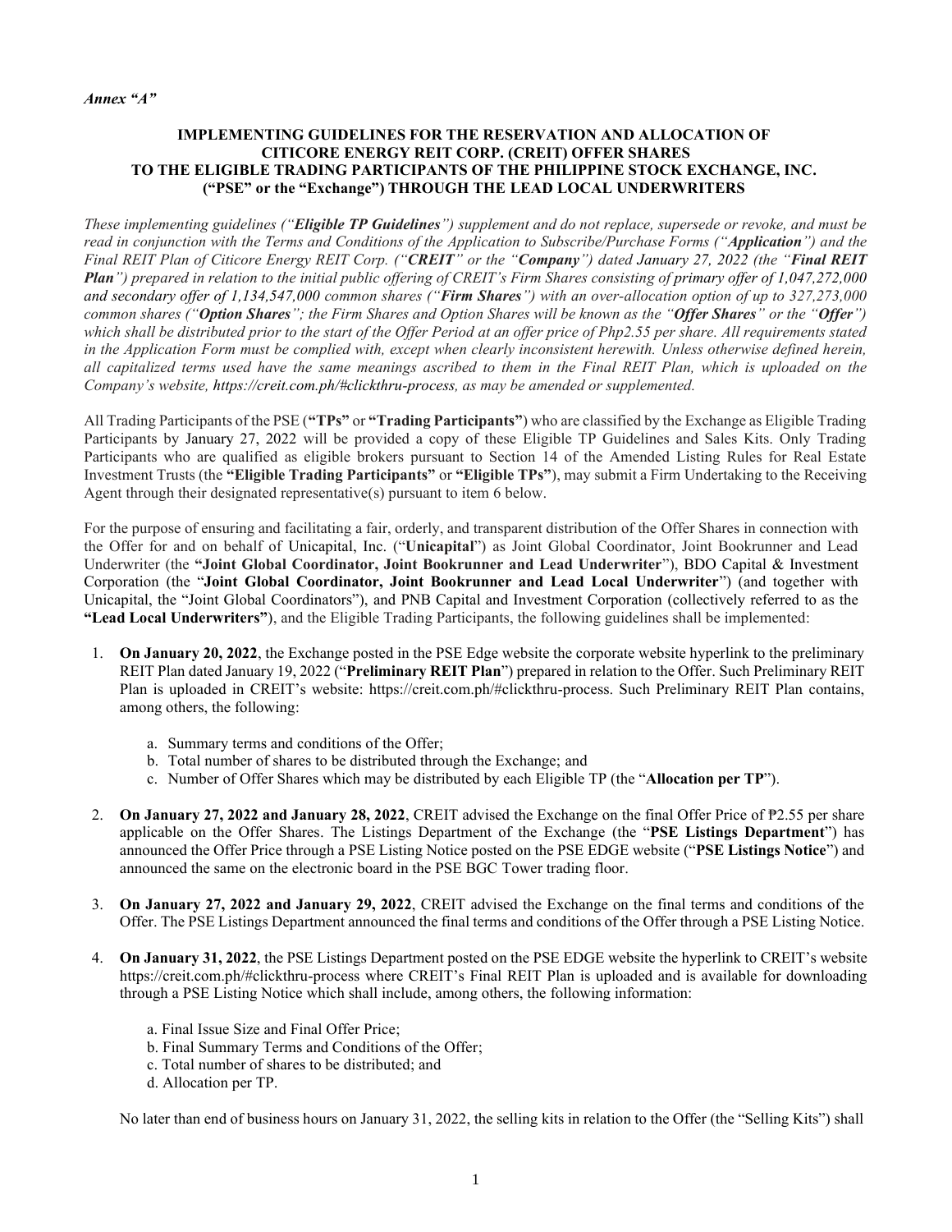*Annex "A"*

# IMPLEMENTING GUIDELINES FOR THE RESERVATION AND ALLOCATION OF CITICORE ENERGY REIT CORP. (CREIT) OFFER SHARES TO THE ELIGIBLE TRADING PARTICIPANTS OF THE PHILIPPINE STOCK EXCHANGE, INC. ("PSE" or the "Exchange") THROUGH THE LEAD LOCAL UNDERWRITERS

*These implementing guidelines ("**Eligible TP Guidelines**") supplement and do not replace, supersede or revoke, and must be read in conjunction with the Terms and Conditions of the Application to Subscribe/Purchase Forms ("**Application**") and the Final REIT Plan of Citicore Energy REIT Corp. ("**CREIT**" or the "**Company**") dated January 27, 2022 (the "**Final REIT Plan**") prepared in relation to the initial public offering of CREIT's Firm Shares consisting of primary offer of 1,047,272,000 and secondary offer of 1,134,547,000 common shares ("**Firm Shares**") with an over-allocation option of up to 327,273,000 common shares ("**Option Shares**"; the Firm Shares and Option Shares will be known as the "**Offer Shares**" or the "**Offer**") which shall be distributed prior to the start of the Offer Period at an offer price of Php2.55 per share. All requirements stated in the Application Form must be complied with, except when clearly inconsistent herewith. Unless otherwise defined herein, all capitalized terms used have the same meanings ascribed to them in the Final REIT Plan, which is uploaded on the Company's website, https://creit.com.ph/#clickthru-process, as may be amended or supplemented.*

All Trading Participants of the PSE (**"TPs"** or **"Trading Participants"**) who are classified by the Exchange as Eligible Trading Participants by January 27, 2022 will be provided a copy of these Eligible TP Guidelines and Sales Kits. Only Trading Participants who are qualified as eligible brokers pursuant to Section 14 of the Amended Listing Rules for Real Estate Investment Trusts (the **"Eligible Trading Participants"** or **"Eligible TPs"**), may submit a Firm Undertaking to the Receiving Agent through their designated representative(s) pursuant to item 6 below.

For the purpose of ensuring and facilitating a fair, orderly, and transparent distribution of the Offer Shares in connection with the Offer for and on behalf of Unicapital, Inc. ("**Unicapital**") as Joint Global Coordinator, Joint Bookrunner and Lead Underwriter (the **"Joint Global Coordinator, Joint Bookrunner and Lead Underwriter"**), BDO Capital & Investment Corporation (the "**Joint Global Coordinator, Joint Bookrunner and Lead Local Underwriter**") (and together with Unicapital, the "Joint Global Coordinators"), and PNB Capital and Investment Corporation (collectively referred to as the **"Lead Local Underwriters"**), and the Eligible Trading Participants, the following guidelines shall be implemented:

1. **On January 20, 2022**, the Exchange posted in the PSE Edge website the corporate website hyperlink to the preliminary REIT Plan dated January 19, 2022 ("**Preliminary REIT Plan**") prepared in relation to the Offer. Such Preliminary REIT Plan is uploaded in CREIT's website: https://creit.com.ph/#clickthru-process. Such Preliminary REIT Plan contains, among others, the following:
   a. Summary terms and conditions of the Offer;
   b. Total number of shares to be distributed through the Exchange; and
   c. Number of Offer Shares which may be distributed by each Eligible TP (the "**Allocation per TP**").

2. **On January 27, 2022 and January 28, 2022**, CREIT advised the Exchange on the final Offer Price of ₱2.55 per share applicable on the Offer Shares. The Listings Department of the Exchange (the "**PSE Listings Department**") has announced the Offer Price through a PSE Listing Notice posted on the PSE EDGE website ("**PSE Listings Notice**") and announced the same on the electronic board in the PSE BGC Tower trading floor.

3. **On January 27, 2022 and January 29, 2022**, CREIT advised the Exchange on the final terms and conditions of the Offer. The PSE Listings Department announced the final terms and conditions of the Offer through a PSE Listing Notice.

4. **On January 31, 2022**, the PSE Listings Department posted on the PSE EDGE website the hyperlink to CREIT's website https://creit.com.ph/#clickthru-process where CREIT's Final REIT Plan is uploaded and is available for downloading through a PSE Listing Notice which shall include, among others, the following information:
   a. Final Issue Size and Final Offer Price;
   b. Final Summary Terms and Conditions of the Offer;
   c. Total number of shares to be distributed; and
   d. Allocation per TP.

   No later than end of business hours on January 31, 2022, the selling kits in relation to the Offer (the "Selling Kits") shall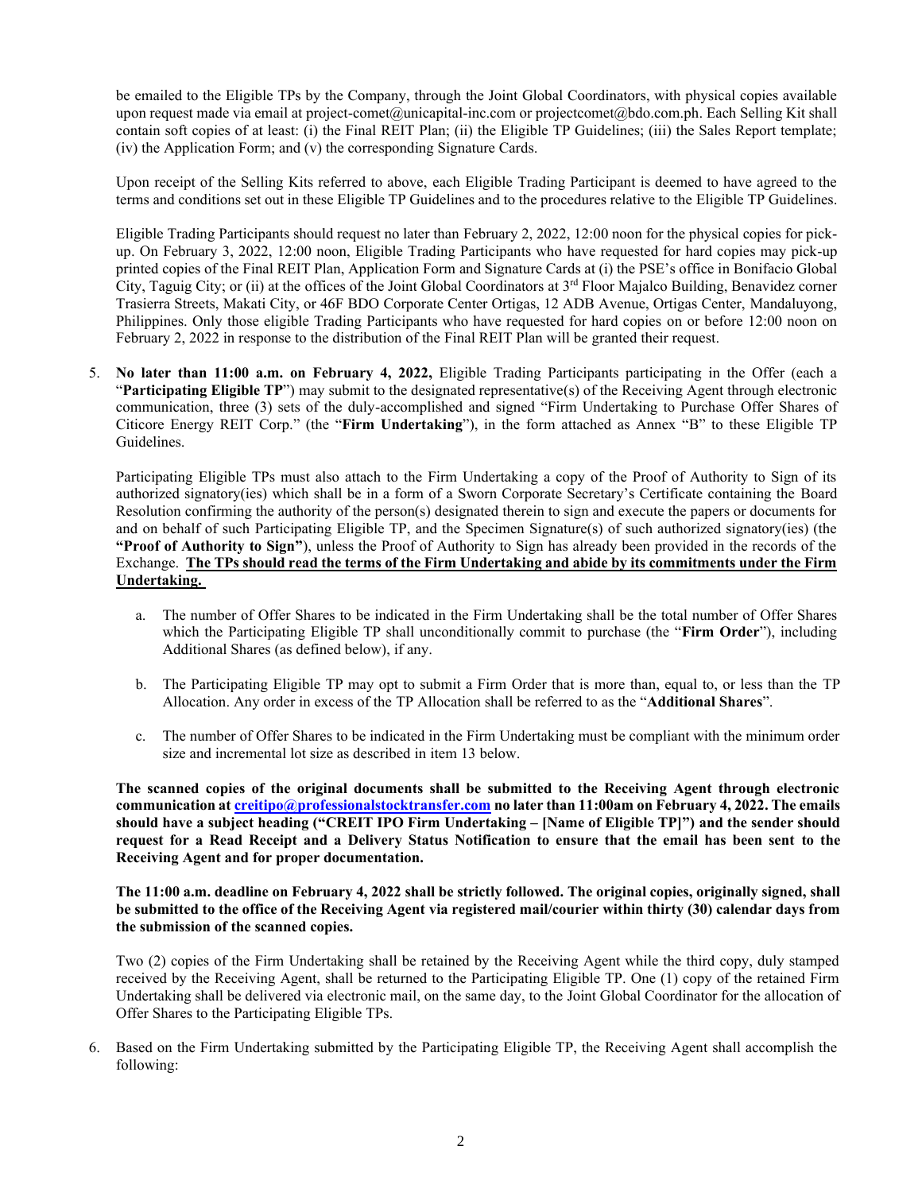be emailed to the Eligible TPs by the Company, through the Joint Global Coordinators, with physical copies available upon request made via email at project-comet@unicapital-inc.com or projectcomet@bdo.com.ph. Each Selling Kit shall contain soft copies of at least: (i) the Final REIT Plan; (ii) the Eligible TP Guidelines; (iii) the Sales Report template; (iv) the Application Form; and (v) the corresponding Signature Cards.

Upon receipt of the Selling Kits referred to above, each Eligible Trading Participant is deemed to have agreed to the terms and conditions set out in these Eligible TP Guidelines and to the procedures relative to the Eligible TP Guidelines.

Eligible Trading Participants should request no later than February 2, 2022, 12:00 noon for the physical copies for pick-up. On February 3, 2022, 12:00 noon, Eligible Trading Participants who have requested for hard copies may pick-up printed copies of the Final REIT Plan, Application Form and Signature Cards at (i) the PSE's office in Bonifacio Global City, Taguig City; or (ii) at the offices of the Joint Global Coordinators at 3rd Floor Majalco Building, Benavidez corner Trasierra Streets, Makati City, or 46F BDO Corporate Center Ortigas, 12 ADB Avenue, Ortigas Center, Mandaluyong, Philippines. Only those eligible Trading Participants who have requested for hard copies on or before 12:00 noon on February 2, 2022 in response to the distribution of the Final REIT Plan will be granted their request.

5. **No later than 11:00 a.m. on February 4, 2022,** Eligible Trading Participants participating in the Offer (each a "**Participating Eligible TP**") may submit to the designated representative(s) of the Receiving Agent through electronic communication, three (3) sets of the duly-accomplished and signed "Firm Undertaking to Purchase Offer Shares of Citicore Energy REIT Corp." (the "**Firm Undertaking**"), in the form attached as Annex "B" to these Eligible TP Guidelines.

   Participating Eligible TPs must also attach to the Firm Undertaking a copy of the Proof of Authority to Sign of its authorized signatory(ies) which shall be in a form of a Sworn Corporate Secretary's Certificate containing the Board Resolution confirming the authority of the person(s) designated therein to sign and execute the papers or documents for and on behalf of such Participating Eligible TP, and the Specimen Signature(s) of such authorized signatory(ies) (the **"Proof of Authority to Sign"**), unless the Proof of Authority to Sign has already been provided in the records of the Exchange. **<u>The TPs should read the terms of the Firm Undertaking and abide by its commitments under the Firm Undertaking.</u>**

   a. The number of Offer Shares to be indicated in the Firm Undertaking shall be the total number of Offer Shares which the Participating Eligible TP shall unconditionally commit to purchase (the "**Firm Order**"), including Additional Shares (as defined below), if any.

   b. The Participating Eligible TP may opt to submit a Firm Order that is more than, equal to, or less than the TP Allocation. Any order in excess of the TP Allocation shall be referred to as the "**Additional Shares**".

   c. The number of Offer Shares to be indicated in the Firm Undertaking must be compliant with the minimum order size and incremental lot size as described in item 13 below.

   **The scanned copies of the original documents shall be submitted to the Receiving Agent through electronic communication at <u>creitipo@professionalstocktransfer.com</u> no later than 11:00am on February 4, 2022. The emails should have a subject heading ("CREIT IPO Firm Undertaking – [Name of Eligible TP]") and the sender should request for a Read Receipt and a Delivery Status Notification to ensure that the email has been sent to the Receiving Agent and for proper documentation.**

   **The 11:00 a.m. deadline on February 4, 2022 shall be strictly followed. The original copies, originally signed, shall be submitted to the office of the Receiving Agent via registered mail/courier within thirty (30) calendar days from the submission of the scanned copies.**

   Two (2) copies of the Firm Undertaking shall be retained by the Receiving Agent while the third copy, duly stamped received by the Receiving Agent, shall be returned to the Participating Eligible TP. One (1) copy of the retained Firm Undertaking shall be delivered via electronic mail, on the same day, to the Joint Global Coordinator for the allocation of Offer Shares to the Participating Eligible TPs.

6. Based on the Firm Undertaking submitted by the Participating Eligible TP, the Receiving Agent shall accomplish the following: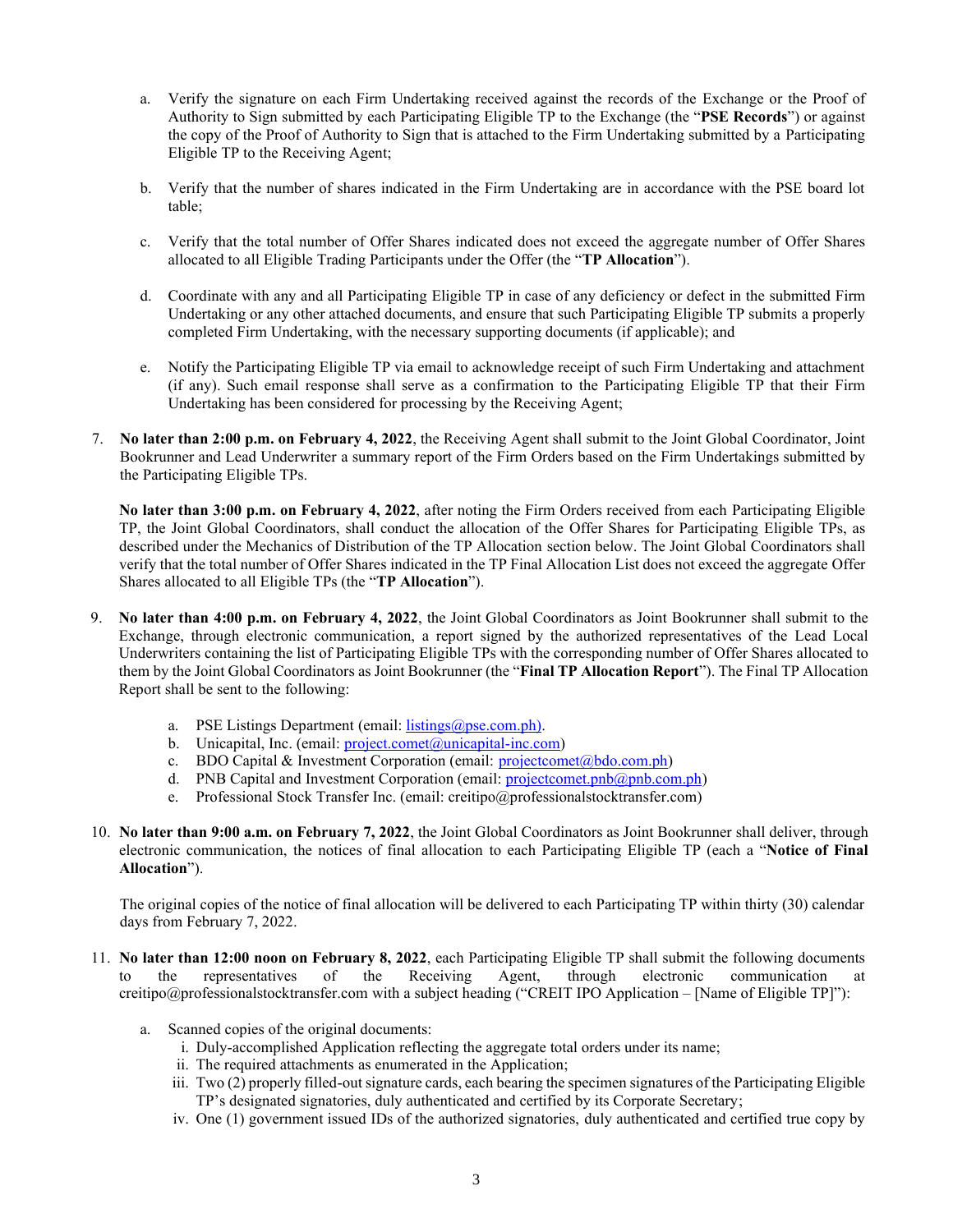a. Verify the signature on each Firm Undertaking received against the records of the Exchange or the Proof of Authority to Sign submitted by each Participating Eligible TP to the Exchange (the "**PSE Records**") or against the copy of the Proof of Authority to Sign that is attached to the Firm Undertaking submitted by a Participating Eligible TP to the Receiving Agent;

b. Verify that the number of shares indicated in the Firm Undertaking are in accordance with the PSE board lot table;

c. Verify that the total number of Offer Shares indicated does not exceed the aggregate number of Offer Shares allocated to all Eligible Trading Participants under the Offer (the "**TP Allocation**").

d. Coordinate with any and all Participating Eligible TP in case of any deficiency or defect in the submitted Firm Undertaking or any other attached documents, and ensure that such Participating Eligible TP submits a properly completed Firm Undertaking, with the necessary supporting documents (if applicable); and

e. Notify the Participating Eligible TP via email to acknowledge receipt of such Firm Undertaking and attachment (if any). Such email response shall serve as a confirmation to the Participating Eligible TP that their Firm Undertaking has been considered for processing by the Receiving Agent;

7. **No later than 2:00 p.m. on February 4, 2022**, the Receiving Agent shall submit to the Joint Global Coordinator, Joint Bookrunner and Lead Underwriter a summary report of the Firm Orders based on the Firm Undertakings submitted by the Participating Eligible TPs.

   **No later than 3:00 p.m. on February 4, 2022**, after noting the Firm Orders received from each Participating Eligible TP, the Joint Global Coordinators, shall conduct the allocation of the Offer Shares for Participating Eligible TPs, as described under the Mechanics of Distribution of the TP Allocation section below. The Joint Global Coordinators shall verify that the total number of Offer Shares indicated in the TP Final Allocation List does not exceed the aggregate Offer Shares allocated to all Eligible TPs (the "**TP Allocation**").

9. **No later than 4:00 p.m. on February 4, 2022**, the Joint Global Coordinators as Joint Bookrunner shall submit to the Exchange, through electronic communication, a report signed by the authorized representatives of the Lead Local Underwriters containing the list of Participating Eligible TPs with the corresponding number of Offer Shares allocated to them by the Joint Global Coordinators as Joint Bookrunner (the "**Final TP Allocation Report**"). The Final TP Allocation Report shall be sent to the following:

   a. PSE Listings Department (email: listings@pse.com.ph).
   b. Unicapital, Inc. (email: project.comet@unicapital-inc.com)
   c. BDO Capital & Investment Corporation (email: projectcomet@bdo.com.ph)
   d. PNB Capital and Investment Corporation (email: projectcomet.pnb@pnb.com.ph)
   e. Professional Stock Transfer Inc. (email: creitipo@professionalstocktransfer.com)

10. **No later than 9:00 a.m. on February 7, 2022**, the Joint Global Coordinators as Joint Bookrunner shall deliver, through electronic communication, the notices of final allocation to each Participating Eligible TP (each a "**Notice of Final Allocation**").

    The original copies of the notice of final allocation will be delivered to each Participating TP within thirty (30) calendar days from February 7, 2022.

11. **No later than 12:00 noon on February 8, 2022**, each Participating Eligible TP shall submit the following documents to the representatives of the Receiving Agent, through electronic communication at creitipo@professionalstocktransfer.com with a subject heading ("CREIT IPO Application – [Name of Eligible TP]"):

    a. Scanned copies of the original documents:
       i. Duly-accomplished Application reflecting the aggregate total orders under its name;
       ii. The required attachments as enumerated in the Application;
       iii. Two (2) properly filled-out signature cards, each bearing the specimen signatures of the Participating Eligible TP's designated signatories, duly authenticated and certified by its Corporate Secretary;
       iv. One (1) government issued IDs of the authorized signatories, duly authenticated and certified true copy by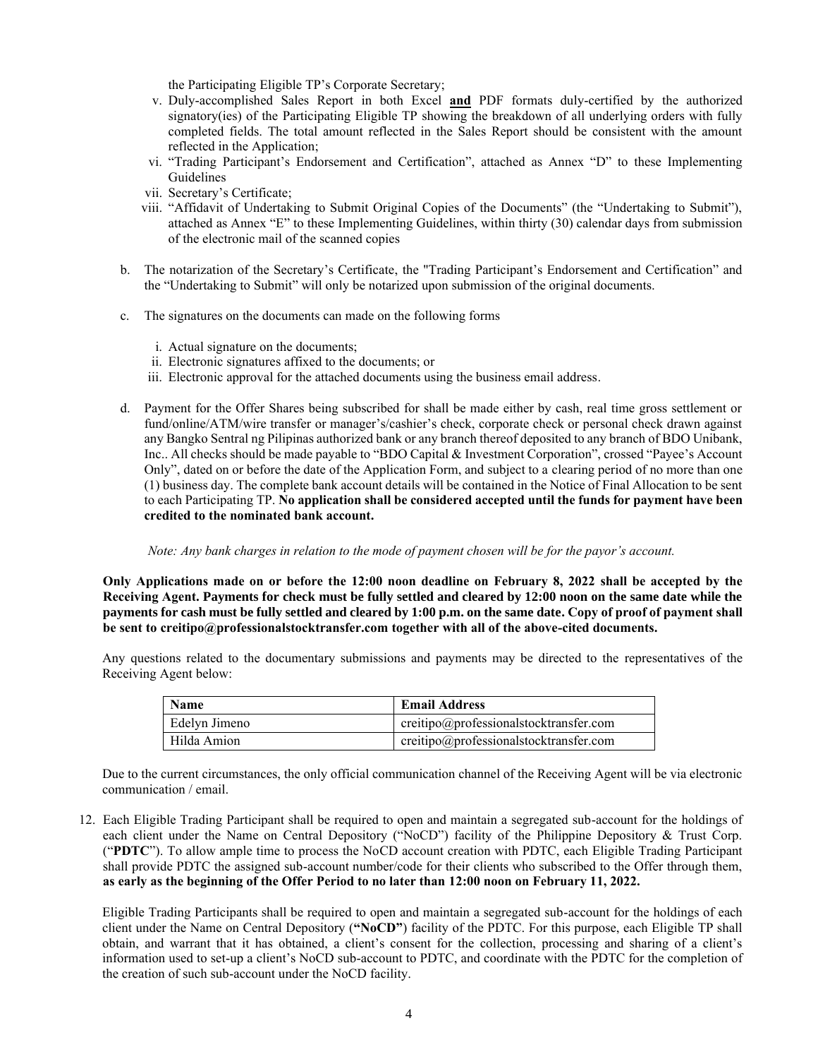the Participating Eligible TP's Corporate Secretary;

v. Duly-accomplished Sales Report in both Excel **and** PDF formats duly-certified by the authorized signatory(ies) of the Participating Eligible TP showing the breakdown of all underlying orders with fully completed fields. The total amount reflected in the Sales Report should be consistent with the amount reflected in the Application;

vi. "Trading Participant's Endorsement and Certification", attached as Annex "D" to these Implementing Guidelines

vii. Secretary's Certificate;

viii. "Affidavit of Undertaking to Submit Original Copies of the Documents" (the "Undertaking to Submit"), attached as Annex "E" to these Implementing Guidelines, within thirty (30) calendar days from submission of the electronic mail of the scanned copies

b. The notarization of the Secretary's Certificate, the "Trading Participant's Endorsement and Certification" and the "Undertaking to Submit" will only be notarized upon submission of the original documents.

c. The signatures on the documents can made on the following forms

   i. Actual signature on the documents;
   ii. Electronic signatures affixed to the documents; or
   iii. Electronic approval for the attached documents using the business email address.

d. Payment for the Offer Shares being subscribed for shall be made either by cash, real time gross settlement or fund/online/ATM/wire transfer or manager's/cashier's check, corporate check or personal check drawn against any Bangko Sentral ng Pilipinas authorized bank or any branch thereof deposited to any branch of BDO Unibank, Inc.. All checks should be made payable to "BDO Capital & Investment Corporation", crossed "Payee's Account Only", dated on or before the date of the Application Form, and subject to a clearing period of no more than one (1) business day. The complete bank account details will be contained in the Notice of Final Allocation to be sent to each Participating TP. **No application shall be considered accepted until the funds for payment have been credited to the nominated bank account.**

*Note: Any bank charges in relation to the mode of payment chosen will be for the payor's account.*

**Only Applications made on or before the 12:00 noon deadline on February 8, 2022 shall be accepted by the Receiving Agent. Payments for check must be fully settled and cleared by 12:00 noon on the same date while the payments for cash must be fully settled and cleared by 1:00 p.m. on the same date. Copy of proof of payment shall be sent to creitipo@professionalstocktransfer.com together with all of the above-cited documents.**

Any questions related to the documentary submissions and payments may be directed to the representatives of the Receiving Agent below:

| Name | Email Address |
|---|---|
| Edelyn Jimeno | creitipo@professionalstocktransfer.com |
| Hilda Amion | creitipo@professionalstocktransfer.com |

Due to the current circumstances, the only official communication channel of the Receiving Agent will be via electronic communication / email.

12. Each Eligible Trading Participant shall be required to open and maintain a segregated sub-account for the holdings of each client under the Name on Central Depository ("NoCD") facility of the Philippine Depository & Trust Corp. ("**PDTC**"). To allow ample time to process the NoCD account creation with PDTC, each Eligible Trading Participant shall provide PDTC the assigned sub-account number/code for their clients who subscribed to the Offer through them, **as early as the beginning of the Offer Period to no later than 12:00 noon on February 11, 2022.**

    Eligible Trading Participants shall be required to open and maintain a segregated sub-account for the holdings of each client under the Name on Central Depository (**"NoCD"**) facility of the PDTC. For this purpose, each Eligible TP shall obtain, and warrant that it has obtained, a client's consent for the collection, processing and sharing of a client's information used to set-up a client's NoCD sub-account to PDTC, and coordinate with the PDTC for the completion of the creation of such sub-account under the NoCD facility.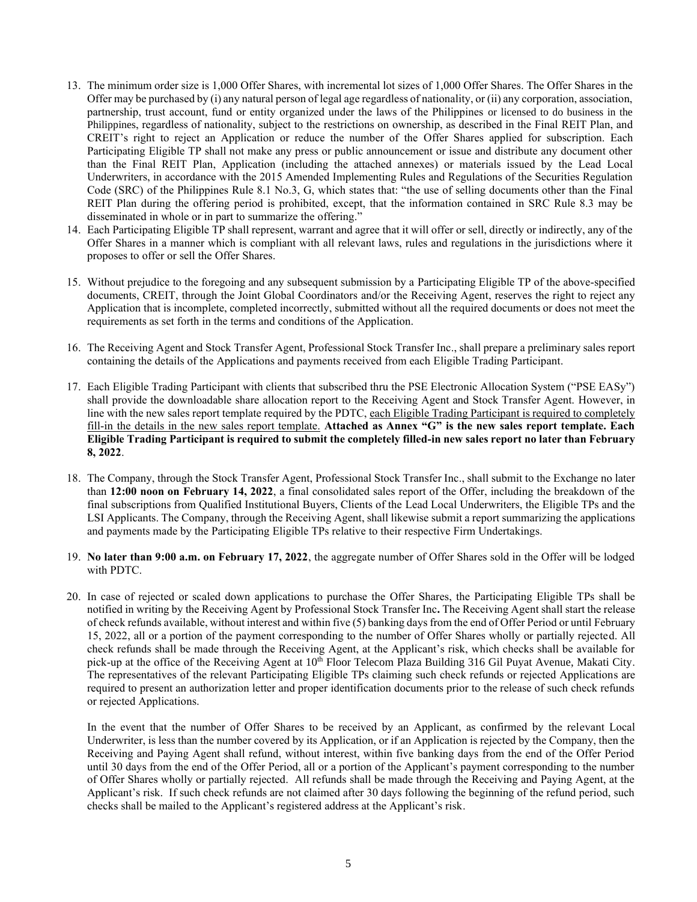13. The minimum order size is 1,000 Offer Shares, with incremental lot sizes of 1,000 Offer Shares. The Offer Shares in the Offer may be purchased by (i) any natural person of legal age regardless of nationality, or (ii) any corporation, association, partnership, trust account, fund or entity organized under the laws of the Philippines or licensed to do business in the Philippines, regardless of nationality, subject to the restrictions on ownership, as described in the Final REIT Plan, and CREIT's right to reject an Application or reduce the number of the Offer Shares applied for subscription. Each Participating Eligible TP shall not make any press or public announcement or issue and distribute any document other than the Final REIT Plan, Application (including the attached annexes) or materials issued by the Lead Local Underwriters, in accordance with the 2015 Amended Implementing Rules and Regulations of the Securities Regulation Code (SRC) of the Philippines Rule 8.1 No.3, G, which states that: "the use of selling documents other than the Final REIT Plan during the offering period is prohibited, except, that the information contained in SRC Rule 8.3 may be disseminated in whole or in part to summarize the offering."

14. Each Participating Eligible TP shall represent, warrant and agree that it will offer or sell, directly or indirectly, any of the Offer Shares in a manner which is compliant with all relevant laws, rules and regulations in the jurisdictions where it proposes to offer or sell the Offer Shares.

15. Without prejudice to the foregoing and any subsequent submission by a Participating Eligible TP of the above-specified documents, CREIT, through the Joint Global Coordinators and/or the Receiving Agent, reserves the right to reject any Application that is incomplete, completed incorrectly, submitted without all the required documents or does not meet the requirements as set forth in the terms and conditions of the Application.

16. The Receiving Agent and Stock Transfer Agent, Professional Stock Transfer Inc., shall prepare a preliminary sales report containing the details of the Applications and payments received from each Eligible Trading Participant.

17. Each Eligible Trading Participant with clients that subscribed thru the PSE Electronic Allocation System ("PSE EASy") shall provide the downloadable share allocation report to the Receiving Agent and Stock Transfer Agent. However, in line with the new sales report template required by the PDTC, <u>each Eligible Trading Participant is required to completely fill-in the details in the new sales report template.</u> **Attached as Annex "G" is the new sales report template. Each Eligible Trading Participant is required to submit the completely filled-in new sales report no later than February 8, 2022**.

18. The Company, through the Stock Transfer Agent, Professional Stock Transfer Inc., shall submit to the Exchange no later than **12:00 noon on February 14, 2022**, a final consolidated sales report of the Offer, including the breakdown of the final subscriptions from Qualified Institutional Buyers, Clients of the Lead Local Underwriters, the Eligible TPs and the LSI Applicants. The Company, through the Receiving Agent, shall likewise submit a report summarizing the applications and payments made by the Participating Eligible TPs relative to their respective Firm Undertakings.

19. **No later than 9:00 a.m. on February 17, 2022**, the aggregate number of Offer Shares sold in the Offer will be lodged with PDTC.

20. In case of rejected or scaled down applications to purchase the Offer Shares, the Participating Eligible TPs shall be notified in writing by the Receiving Agent by Professional Stock Transfer Inc**.** The Receiving Agent shall start the release of check refunds available, without interest and within five (5) banking days from the end of Offer Period or until February 15, 2022, all or a portion of the payment corresponding to the number of Offer Shares wholly or partially rejected. All check refunds shall be made through the Receiving Agent, at the Applicant's risk, which checks shall be available for pick-up at the office of the Receiving Agent at 10th Floor Telecom Plaza Building 316 Gil Puyat Avenue, Makati City. The representatives of the relevant Participating Eligible TPs claiming such check refunds or rejected Applications are required to present an authorization letter and proper identification documents prior to the release of such check refunds or rejected Applications.

    In the event that the number of Offer Shares to be received by an Applicant, as confirmed by the relevant Local Underwriter, is less than the number covered by its Application, or if an Application is rejected by the Company, then the Receiving and Paying Agent shall refund, without interest, within five banking days from the end of the Offer Period until 30 days from the end of the Offer Period, all or a portion of the Applicant's payment corresponding to the number of Offer Shares wholly or partially rejected. All refunds shall be made through the Receiving and Paying Agent, at the Applicant's risk. If such check refunds are not claimed after 30 days following the beginning of the refund period, such checks shall be mailed to the Applicant's registered address at the Applicant's risk.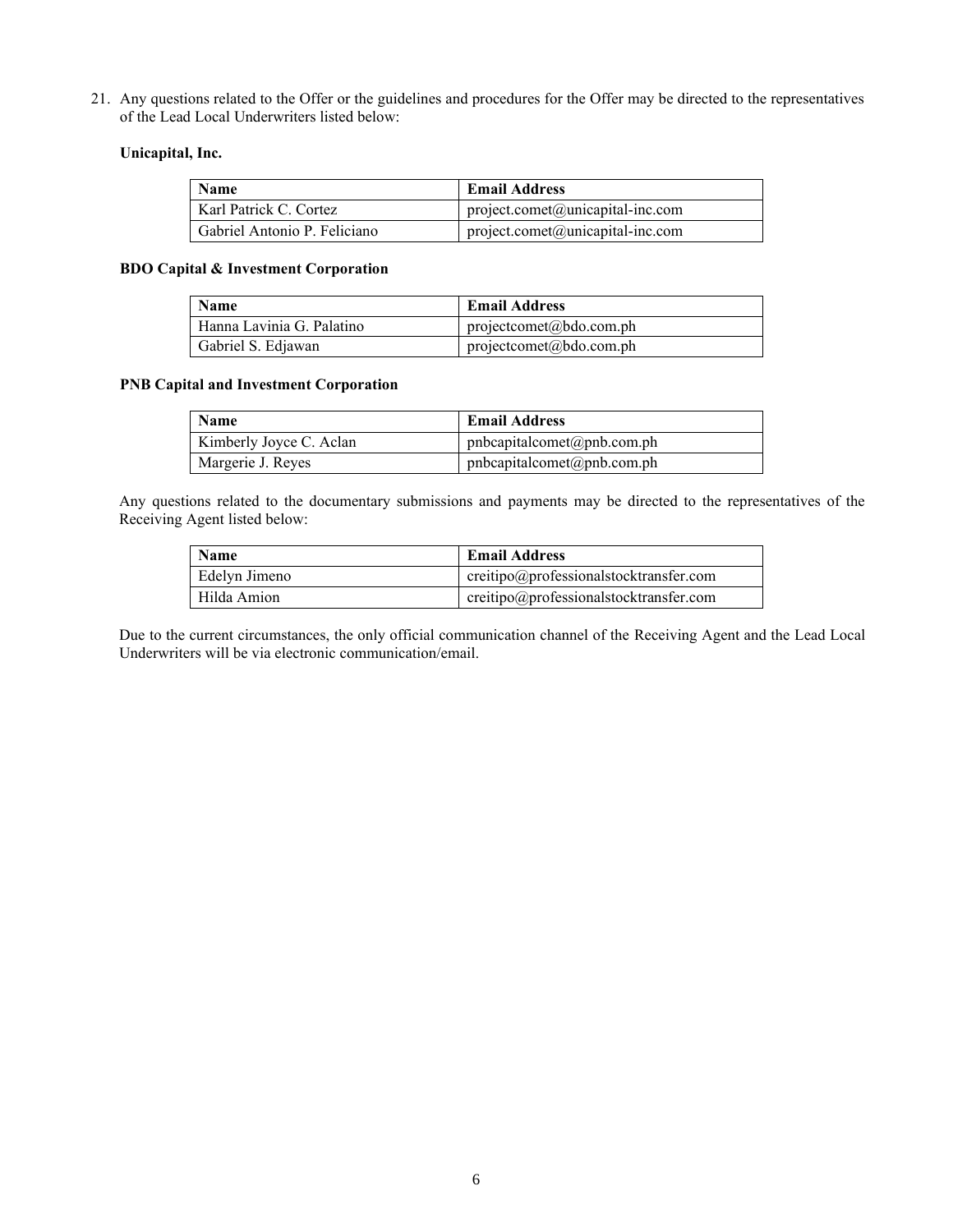21. Any questions related to the Offer or the guidelines and procedures for the Offer may be directed to the representatives of the Lead Local Underwriters listed below:

**Unicapital, Inc.**

| Name | Email Address |
|---|---|
| Karl Patrick C. Cortez | project.comet@unicapital-inc.com |
| Gabriel Antonio P. Feliciano | project.comet@unicapital-inc.com |

**BDO Capital & Investment Corporation**

| Name | Email Address |
|---|---|
| Hanna Lavinia G. Palatino | projectcomet@bdo.com.ph |
| Gabriel S. Edjawan | projectcomet@bdo.com.ph |

**PNB Capital and Investment Corporation**

| Name | Email Address |
|---|---|
| Kimberly Joyce C. Aclan | pnbcapitalcomet@pnb.com.ph |
| Margerie J. Reyes | pnbcapitalcomet@pnb.com.ph |

Any questions related to the documentary submissions and payments may be directed to the representatives of the Receiving Agent listed below:

| Name | Email Address |
|---|---|
| Edelyn Jimeno | creitipo@professionalstocktransfer.com |
| Hilda Amion | creitipo@professionalstocktransfer.com |

Due to the current circumstances, the only official communication channel of the Receiving Agent and the Lead Local Underwriters will be via electronic communication/email.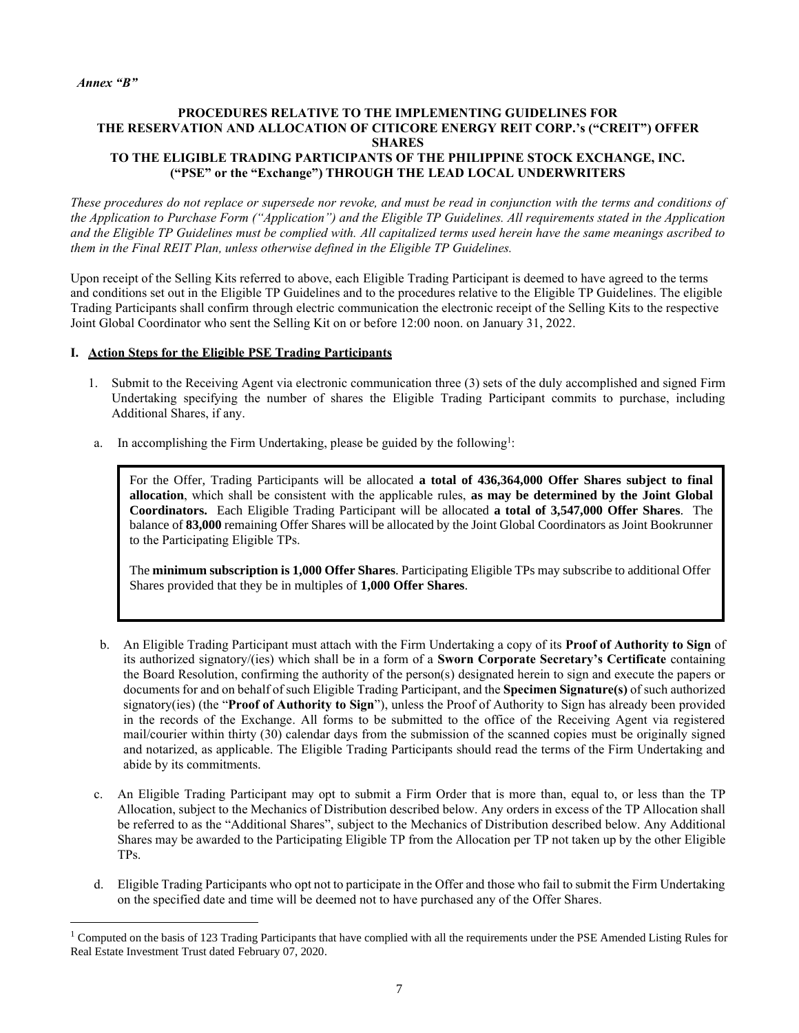*Annex "B"*

**PROCEDURES RELATIVE TO THE IMPLEMENTING GUIDELINES FOR THE RESERVATION AND ALLOCATION OF CITICORE ENERGY REIT CORP.'s ("CREIT") OFFER SHARES TO THE ELIGIBLE TRADING PARTICIPANTS OF THE PHILIPPINE STOCK EXCHANGE, INC. ("PSE" or the "Exchange") THROUGH THE LEAD LOCAL UNDERWRITERS**

*These procedures do not replace or supersede nor revoke, and must be read in conjunction with the terms and conditions of the Application to Purchase Form ("Application") and the Eligible TP Guidelines. All requirements stated in the Application and the Eligible TP Guidelines must be complied with. All capitalized terms used herein have the same meanings ascribed to them in the Final REIT Plan, unless otherwise defined in the Eligible TP Guidelines.*

Upon receipt of the Selling Kits referred to above, each Eligible Trading Participant is deemed to have agreed to the terms and conditions set out in the Eligible TP Guidelines and to the procedures relative to the Eligible TP Guidelines. The eligible Trading Participants shall confirm through electric communication the electronic receipt of the Selling Kits to the respective Joint Global Coordinator who sent the Selling Kit on or before 12:00 noon. on January 31, 2022.

**I. Action Steps for the Eligible PSE Trading Participants**

1. Submit to the Receiving Agent via electronic communication three (3) sets of the duly accomplished and signed Firm Undertaking specifying the number of shares the Eligible Trading Participant commits to purchase, including Additional Shares, if any.

a. In accomplishing the Firm Undertaking, please be guided by the following[1]:

> For the Offer, Trading Participants will be allocated **a total of 436,364,000 Offer Shares subject to final allocation**, which shall be consistent with the applicable rules, **as may be determined by the Joint Global Coordinators.** Each Eligible Trading Participant will be allocated **a total of 3,547,000 Offer Shares**. The balance of **83,000** remaining Offer Shares will be allocated by the Joint Global Coordinators as Joint Bookrunner to the Participating Eligible TPs.
>
> The **minimum subscription is 1,000 Offer Shares**. Participating Eligible TPs may subscribe to additional Offer Shares provided that they be in multiples of **1,000 Offer Shares**.

b. An Eligible Trading Participant must attach with the Firm Undertaking a copy of its **Proof of Authority to Sign** of its authorized signatory/(ies) which shall be in a form of a **Sworn Corporate Secretary's Certificate** containing the Board Resolution, confirming the authority of the person(s) designated herein to sign and execute the papers or documents for and on behalf of such Eligible Trading Participant, and the **Specimen Signature(s)** of such authorized signatory(ies) (the "**Proof of Authority to Sign**"), unless the Proof of Authority to Sign has already been provided in the records of the Exchange. All forms to be submitted to the office of the Receiving Agent via registered mail/courier within thirty (30) calendar days from the submission of the scanned copies must be originally signed and notarized, as applicable. The Eligible Trading Participants should read the terms of the Firm Undertaking and abide by its commitments.

c. An Eligible Trading Participant may opt to submit a Firm Order that is more than, equal to, or less than the TP Allocation, subject to the Mechanics of Distribution described below. Any orders in excess of the TP Allocation shall be referred to as the "Additional Shares", subject to the Mechanics of Distribution described below. Any Additional Shares may be awarded to the Participating Eligible TP from the Allocation per TP not taken up by the other Eligible TPs.

d. Eligible Trading Participants who opt not to participate in the Offer and those who fail to submit the Firm Undertaking on the specified date and time will be deemed not to have purchased any of the Offer Shares.

---

[1] Computed on the basis of 123 Trading Participants that have complied with all the requirements under the PSE Amended Listing Rules for Real Estate Investment Trust dated February 07, 2020.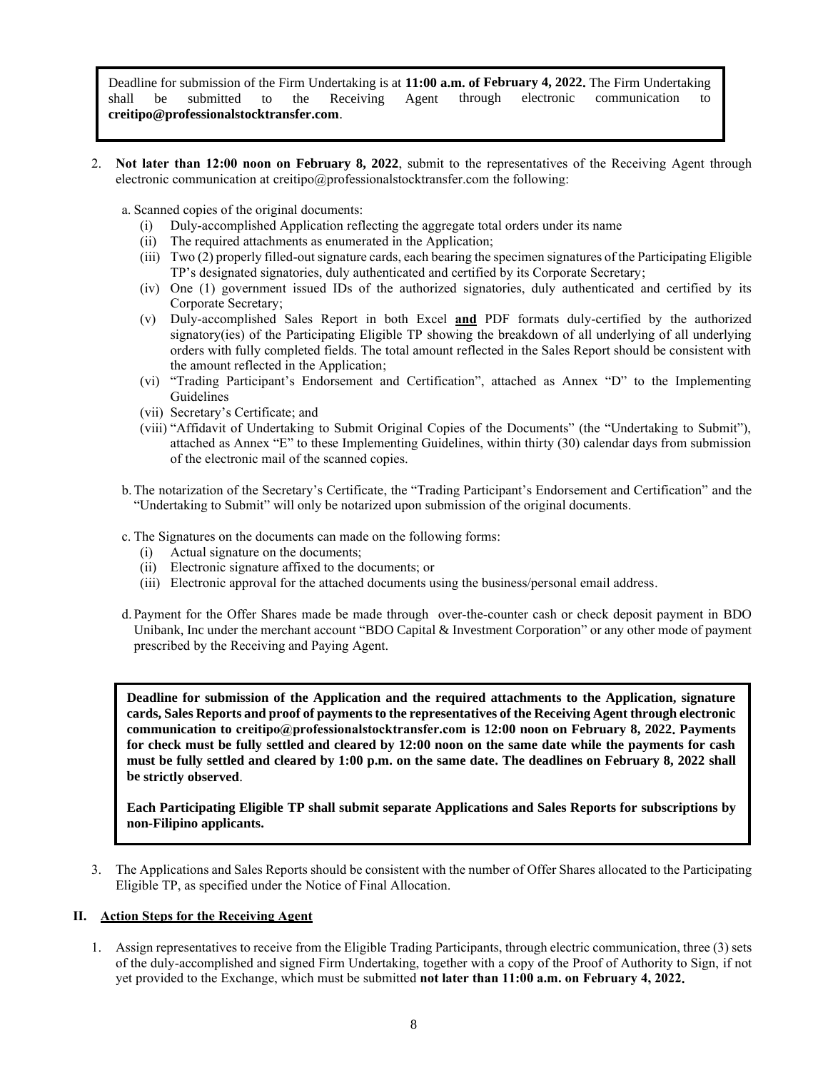Deadline for submission of the Firm Undertaking is at **11:00 a.m. of February 4, 2022.** The Firm Undertaking shall be submitted to the Receiving Agent through electronic communication to **creitipo@professionalstocktransfer.com**.

2. **Not later than 12:00 noon on February 8, 2022**, submit to the representatives of the Receiving Agent through electronic communication at creitipo@professionalstocktransfer.com the following:

   a. Scanned copies of the original documents:
      (i) Duly-accomplished Application reflecting the aggregate total orders under its name
      (ii) The required attachments as enumerated in the Application;
      (iii) Two (2) properly filled-out signature cards, each bearing the specimen signatures of the Participating Eligible TP's designated signatories, duly authenticated and certified by its Corporate Secretary;
      (iv) One (1) government issued IDs of the authorized signatories, duly authenticated and certified by its Corporate Secretary;
      (v) Duly-accomplished Sales Report in both Excel **and** PDF formats duly-certified by the authorized signatory(ies) of the Participating Eligible TP showing the breakdown of all underlying of all underlying orders with fully completed fields. The total amount reflected in the Sales Report should be consistent with the amount reflected in the Application;
      (vi) "Trading Participant's Endorsement and Certification", attached as Annex "D" to the Implementing Guidelines
      (vii) Secretary's Certificate; and
      (viii) "Affidavit of Undertaking to Submit Original Copies of the Documents" (the "Undertaking to Submit"), attached as Annex "E" to these Implementing Guidelines, within thirty (30) calendar days from submission of the electronic mail of the scanned copies.

   b. The notarization of the Secretary's Certificate, the "Trading Participant's Endorsement and Certification" and the "Undertaking to Submit" will only be notarized upon submission of the original documents.

   c. The Signatures on the documents can made on the following forms:
      (i) Actual signature on the documents;
      (ii) Electronic signature affixed to the documents; or
      (iii) Electronic approval for the attached documents using the business/personal email address.

   d. Payment for the Offer Shares made be made through over-the-counter cash or check deposit payment in BDO Unibank, Inc under the merchant account "BDO Capital & Investment Corporation" or any other mode of payment prescribed by the Receiving and Paying Agent.

**Deadline for submission of the Application and the required attachments to the Application, signature cards, Sales Reports and proof of payments to the representatives of the Receiving Agent through electronic communication to creitipo@professionalstocktransfer.com is 12:00 noon on February 8, 2022. Payments for check must be fully settled and cleared by 12:00 noon on the same date while the payments for cash must be fully settled and cleared by 1:00 p.m. on the same date. The deadlines on February 8, 2022 shall be strictly observed**.

**Each Participating Eligible TP shall submit separate Applications and Sales Reports for subscriptions by non-Filipino applicants.**

3. The Applications and Sales Reports should be consistent with the number of Offer Shares allocated to the Participating Eligible TP, as specified under the Notice of Final Allocation.

## II. Action Steps for the Receiving Agent

1. Assign representatives to receive from the Eligible Trading Participants, through electric communication, three (3) sets of the duly-accomplished and signed Firm Undertaking, together with a copy of the Proof of Authority to Sign, if not yet provided to the Exchange, which must be submitted **not later than 11:00 a.m. on February 4, 2022.**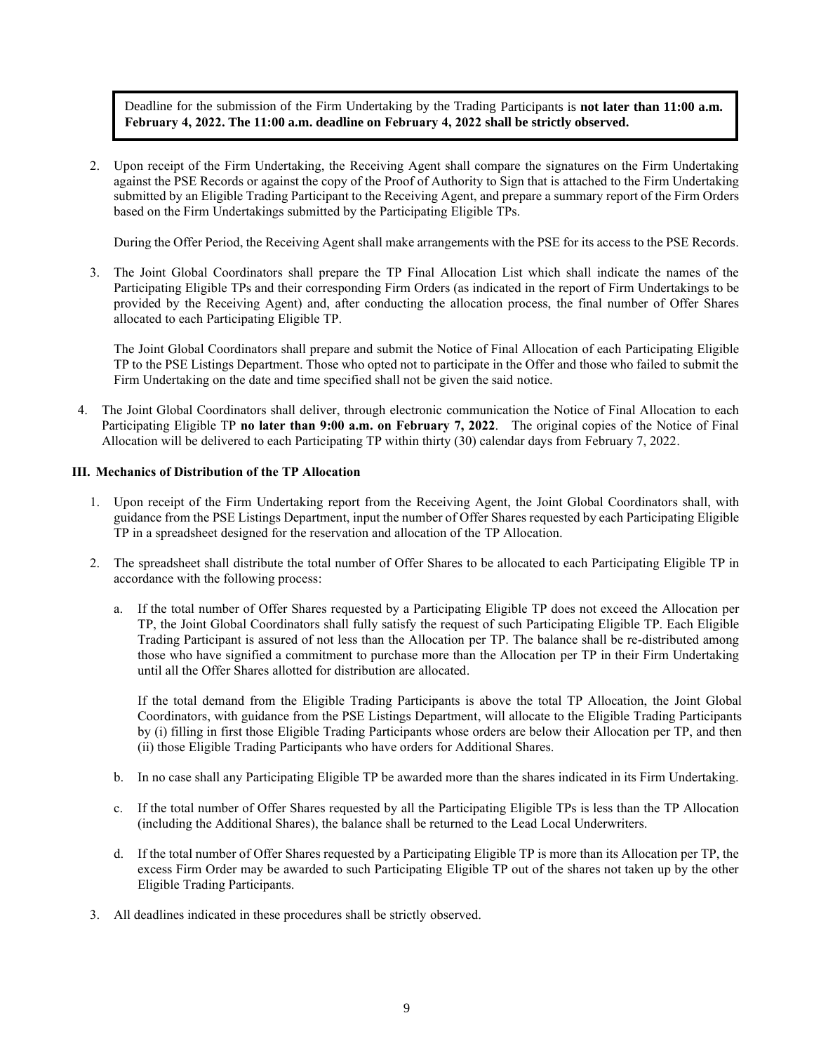Deadline for the submission of the Firm Undertaking by the Trading Participants is **not later than 11:00 a.m. February 4, 2022. The 11:00 a.m. deadline on February 4, 2022 shall be strictly observed.**

2. Upon receipt of the Firm Undertaking, the Receiving Agent shall compare the signatures on the Firm Undertaking against the PSE Records or against the copy of the Proof of Authority to Sign that is attached to the Firm Undertaking submitted by an Eligible Trading Participant to the Receiving Agent, and prepare a summary report of the Firm Orders based on the Firm Undertakings submitted by the Participating Eligible TPs.

   During the Offer Period, the Receiving Agent shall make arrangements with the PSE for its access to the PSE Records.

3. The Joint Global Coordinators shall prepare the TP Final Allocation List which shall indicate the names of the Participating Eligible TPs and their corresponding Firm Orders (as indicated in the report of Firm Undertakings to be provided by the Receiving Agent) and, after conducting the allocation process, the final number of Offer Shares allocated to each Participating Eligible TP.

   The Joint Global Coordinators shall prepare and submit the Notice of Final Allocation of each Participating Eligible TP to the PSE Listings Department. Those who opted not to participate in the Offer and those who failed to submit the Firm Undertaking on the date and time specified shall not be given the said notice.

4. The Joint Global Coordinators shall deliver, through electronic communication the Notice of Final Allocation to each Participating Eligible TP **no later than 9:00 a.m. on February 7, 2022**. The original copies of the Notice of Final Allocation will be delivered to each Participating TP within thirty (30) calendar days from February 7, 2022.

**III. Mechanics of Distribution of the TP Allocation**

1. Upon receipt of the Firm Undertaking report from the Receiving Agent, the Joint Global Coordinators shall, with guidance from the PSE Listings Department, input the number of Offer Shares requested by each Participating Eligible TP in a spreadsheet designed for the reservation and allocation of the TP Allocation.

2. The spreadsheet shall distribute the total number of Offer Shares to be allocated to each Participating Eligible TP in accordance with the following process:

   a. If the total number of Offer Shares requested by a Participating Eligible TP does not exceed the Allocation per TP, the Joint Global Coordinators shall fully satisfy the request of such Participating Eligible TP. Each Eligible Trading Participant is assured of not less than the Allocation per TP. The balance shall be re-distributed among those who have signified a commitment to purchase more than the Allocation per TP in their Firm Undertaking until all the Offer Shares allotted for distribution are allocated.

      If the total demand from the Eligible Trading Participants is above the total TP Allocation, the Joint Global Coordinators, with guidance from the PSE Listings Department, will allocate to the Eligible Trading Participants by (i) filling in first those Eligible Trading Participants whose orders are below their Allocation per TP, and then (ii) those Eligible Trading Participants who have orders for Additional Shares.

   b. In no case shall any Participating Eligible TP be awarded more than the shares indicated in its Firm Undertaking.

   c. If the total number of Offer Shares requested by all the Participating Eligible TPs is less than the TP Allocation (including the Additional Shares), the balance shall be returned to the Lead Local Underwriters.

   d. If the total number of Offer Shares requested by a Participating Eligible TP is more than its Allocation per TP, the excess Firm Order may be awarded to such Participating Eligible TP out of the shares not taken up by the other Eligible Trading Participants.

3. All deadlines indicated in these procedures shall be strictly observed.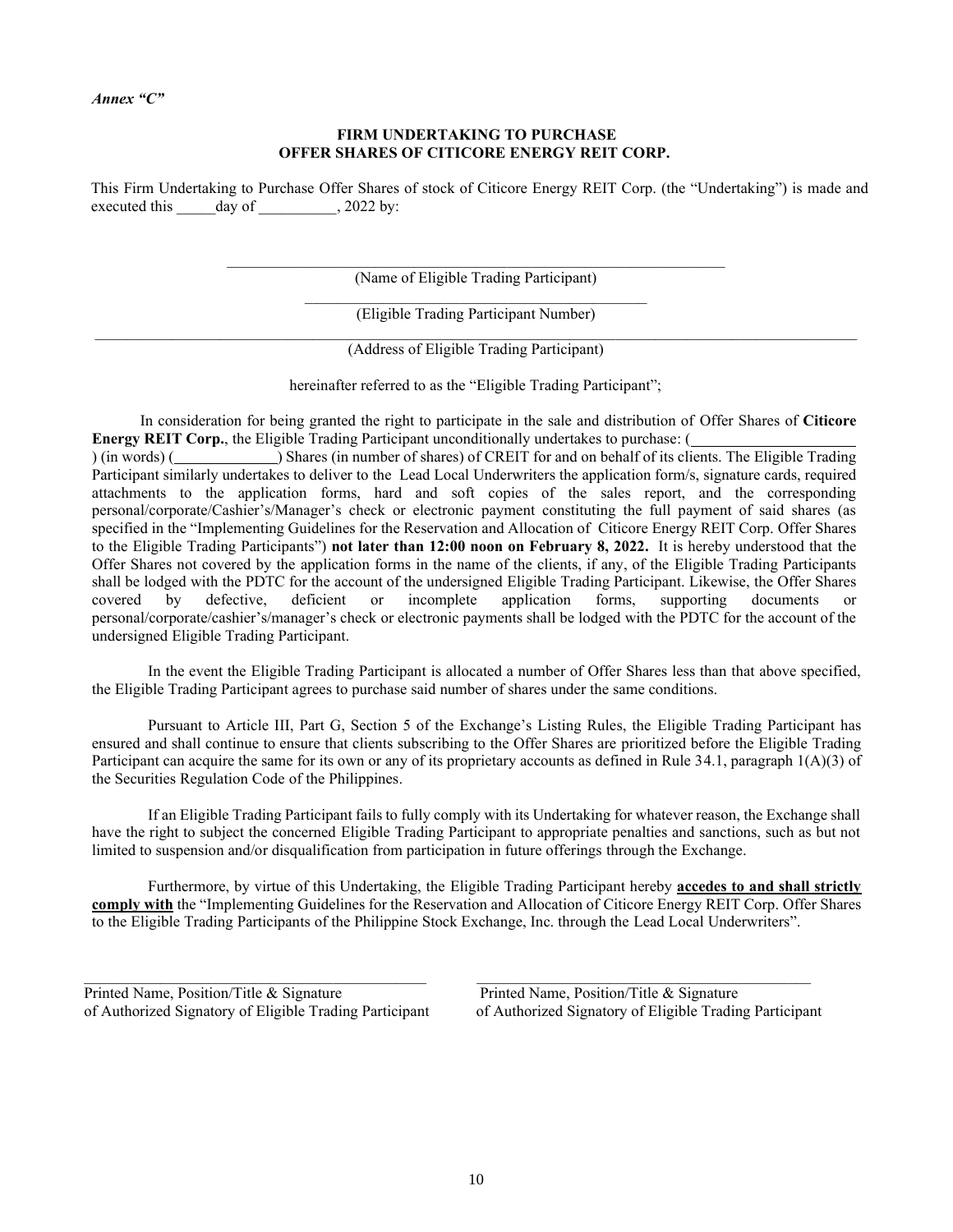*Annex "C"*

**FIRM UNDERTAKING TO PURCHASE
OFFER SHARES OF CITICORE ENERGY REIT CORP.**

This Firm Undertaking to Purchase Offer Shares of stock of Citicore Energy REIT Corp. (the "Undertaking") is made and executed this _____day of __________, 2022 by:

______________________________________________________________
(Name of Eligible Trading Participant)

____________________________________________
(Eligible Trading Participant Number)

______________________________________________________________________________________________
(Address of Eligible Trading Participant)

hereinafter referred to as the "Eligible Trading Participant";

In consideration for being granted the right to participate in the sale and distribution of Offer Shares of **Citicore Energy REIT Corp.**, the Eligible Trading Participant unconditionally undertakes to purchase: (____________________) (in words) (_____________) Shares (in number of shares) of CREIT for and on behalf of its clients. The Eligible Trading Participant similarly undertakes to deliver to the Lead Local Underwriters the application form/s, signature cards, required attachments to the application forms, hard and soft copies of the sales report, and the corresponding personal/corporate/Cashier's/Manager's check or electronic payment constituting the full payment of said shares (as specified in the "Implementing Guidelines for the Reservation and Allocation of Citicore Energy REIT Corp. Offer Shares to the Eligible Trading Participants") **not later than 12:00 noon on February 8, 2022.** It is hereby understood that the Offer Shares not covered by the application forms in the name of the clients, if any, of the Eligible Trading Participants shall be lodged with the PDTC for the account of the undersigned Eligible Trading Participant. Likewise, the Offer Shares covered by defective, deficient or incomplete application forms, supporting documents or personal/corporate/cashier's/manager's check or electronic payments shall be lodged with the PDTC for the account of the undersigned Eligible Trading Participant.

In the event the Eligible Trading Participant is allocated a number of Offer Shares less than that above specified, the Eligible Trading Participant agrees to purchase said number of shares under the same conditions.

Pursuant to Article III, Part G, Section 5 of the Exchange's Listing Rules, the Eligible Trading Participant has ensured and shall continue to ensure that clients subscribing to the Offer Shares are prioritized before the Eligible Trading Participant can acquire the same for its own or any of its proprietary accounts as defined in Rule 34.1, paragraph 1(A)(3) of the Securities Regulation Code of the Philippines.

If an Eligible Trading Participant fails to fully comply with its Undertaking for whatever reason, the Exchange shall have the right to subject the concerned Eligible Trading Participant to appropriate penalties and sanctions, such as but not limited to suspension and/or disqualification from participation in future offerings through the Exchange.

Furthermore, by virtue of this Undertaking, the Eligible Trading Participant hereby **<u>accedes to and shall strictly comply with</u>** the "Implementing Guidelines for the Reservation and Allocation of Citicore Energy REIT Corp. Offer Shares to the Eligible Trading Participants of the Philippine Stock Exchange, Inc. through the Lead Local Underwriters".

______________________________________________
Printed Name, Position/Title & Signature
of Authorized Signatory of Eligible Trading Participant

______________________________________________
Printed Name, Position/Title & Signature
of Authorized Signatory of Eligible Trading Participant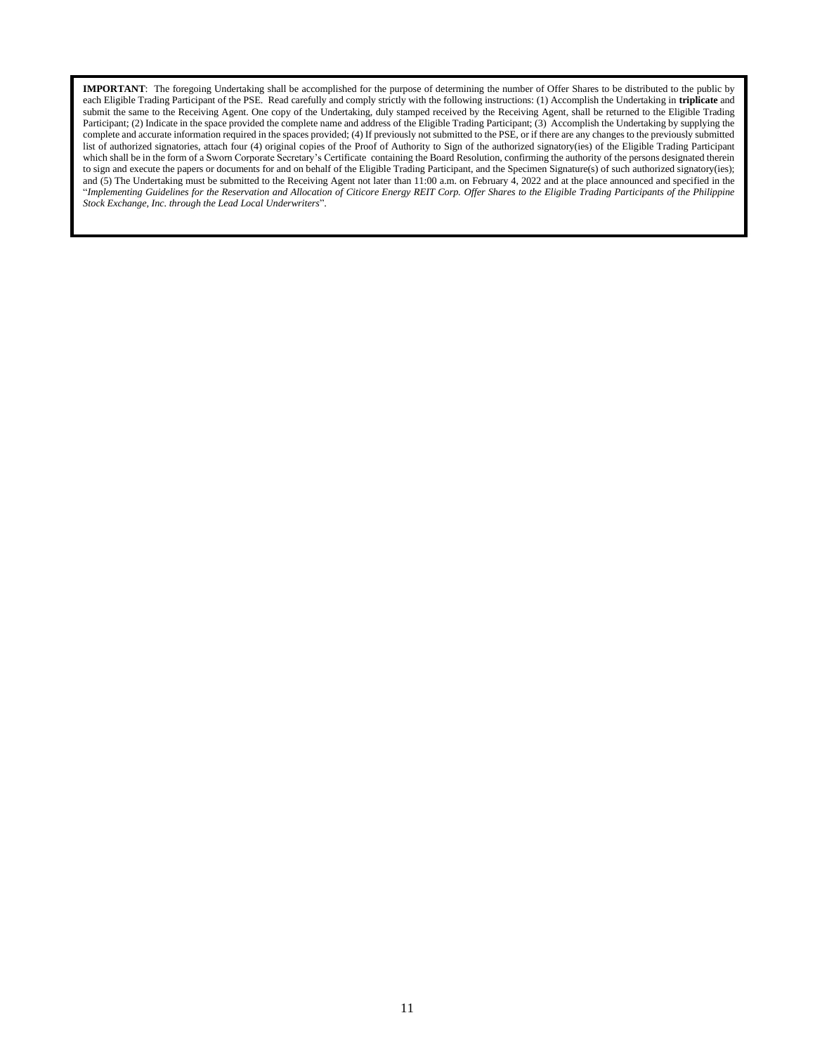**IMPORTANT**: The foregoing Undertaking shall be accomplished for the purpose of determining the number of Offer Shares to be distributed to the public by each Eligible Trading Participant of the PSE. Read carefully and comply strictly with the following instructions: (1) Accomplish the Undertaking in **triplicate** and submit the same to the Receiving Agent. One copy of the Undertaking, duly stamped received by the Receiving Agent, shall be returned to the Eligible Trading Participant; (2) Indicate in the space provided the complete name and address of the Eligible Trading Participant; (3) Accomplish the Undertaking by supplying the complete and accurate information required in the spaces provided; (4) If previously not submitted to the PSE, or if there are any changes to the previously submitted list of authorized signatories, attach four (4) original copies of the Proof of Authority to Sign of the authorized signatory(ies) of the Eligible Trading Participant which shall be in the form of a Sworn Corporate Secretary's Certificate containing the Board Resolution, confirming the authority of the persons designated therein to sign and execute the papers or documents for and on behalf of the Eligible Trading Participant, and the Specimen Signature(s) of such authorized signatory(ies); and (5) The Undertaking must be submitted to the Receiving Agent not later than 11:00 a.m. on February 4, 2022 and at the place announced and specified in the "*Implementing Guidelines for the Reservation and Allocation of Citicore Energy REIT Corp. Offer Shares to the Eligible Trading Participants of the Philippine Stock Exchange, Inc. through the Lead Local Underwriters*".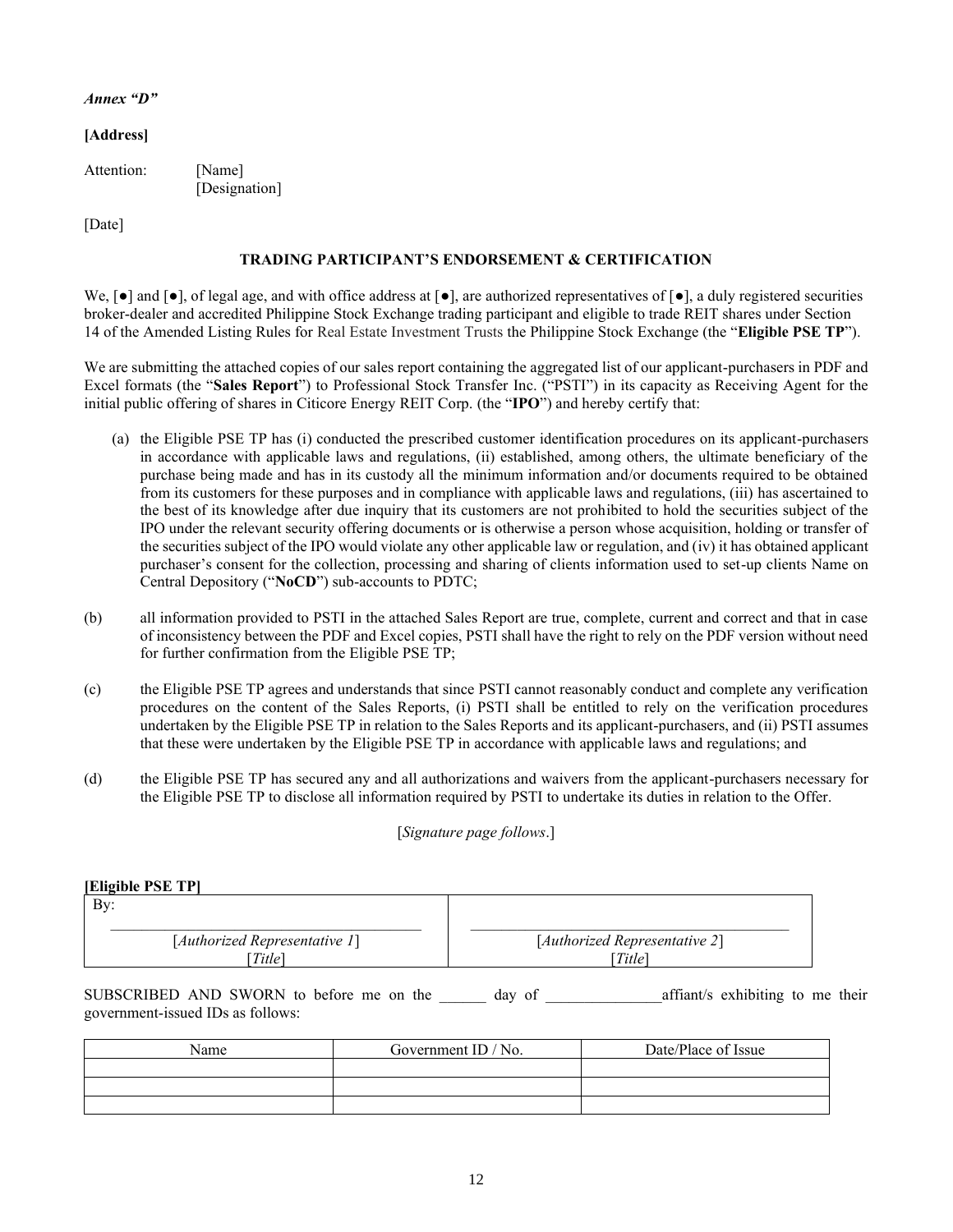***Annex "D"***

**[Address]**

Attention: [Name]
[Designation]

[Date]

**TRADING PARTICIPANT'S ENDORSEMENT & CERTIFICATION**

We, [●] and [●], of legal age, and with office address at [●], are authorized representatives of [●], a duly registered securities broker-dealer and accredited Philippine Stock Exchange trading participant and eligible to trade REIT shares under Section 14 of the Amended Listing Rules for Real Estate Investment Trusts the Philippine Stock Exchange (the "**Eligible PSE TP**").

We are submitting the attached copies of our sales report containing the aggregated list of our applicant-purchasers in PDF and Excel formats (the "**Sales Report**") to Professional Stock Transfer Inc. ("PSTI") in its capacity as Receiving Agent for the initial public offering of shares in Citicore Energy REIT Corp. (the "**IPO**") and hereby certify that:

(a) the Eligible PSE TP has (i) conducted the prescribed customer identification procedures on its applicant-purchasers in accordance with applicable laws and regulations, (ii) established, among others, the ultimate beneficiary of the purchase being made and has in its custody all the minimum information and/or documents required to be obtained from its customers for these purposes and in compliance with applicable laws and regulations, (iii) has ascertained to the best of its knowledge after due inquiry that its customers are not prohibited to hold the securities subject of the IPO under the relevant security offering documents or is otherwise a person whose acquisition, holding or transfer of the securities subject of the IPO would violate any other applicable law or regulation, and (iv) it has obtained applicant purchaser's consent for the collection, processing and sharing of clients information used to set-up clients Name on Central Depository ("**NoCD**") sub-accounts to PDTC;

(b) all information provided to PSTI in the attached Sales Report are true, complete, current and correct and that in case of inconsistency between the PDF and Excel copies, PSTI shall have the right to rely on the PDF version without need for further confirmation from the Eligible PSE TP;

(c) the Eligible PSE TP agrees and understands that since PSTI cannot reasonably conduct and complete any verification procedures on the content of the Sales Reports, (i) PSTI shall be entitled to rely on the verification procedures undertaken by the Eligible PSE TP in relation to the Sales Reports and its applicant-purchasers, and (ii) PSTI assumes that these were undertaken by the Eligible PSE TP in accordance with applicable laws and regulations; and

(d) the Eligible PSE TP has secured any and all authorizations and waivers from the applicant-purchasers necessary for the Eligible PSE TP to disclose all information required by PSTI to undertake its duties in relation to the Offer.

[*Signature page follows*.]

**[Eligible PSE TP]**

| By: | |
|---|---|
| \_\_\_\_\_\_\_\_\_\_\_\_\_\_\_\_\_\_\_\_\_\_\_\_\_\_\_\_\_\_ | \_\_\_\_\_\_\_\_\_\_\_\_\_\_\_\_\_\_\_\_\_\_\_\_\_\_\_\_\_\_ |
| [*Authorized Representative 1*] | [*Authorized Representative 2*] |
| [*Title*] | [*Title*] |

SUBSCRIBED AND SWORN to before me on the \_\_\_\_\_\_ day of \_\_\_\_\_\_\_\_\_\_\_\_\_\_\_affiant/s exhibiting to me their government-issued IDs as follows:

| Name | Government ID / No. | Date/Place of Issue |
|---|---|---|
| | | |
| | | |
| | | |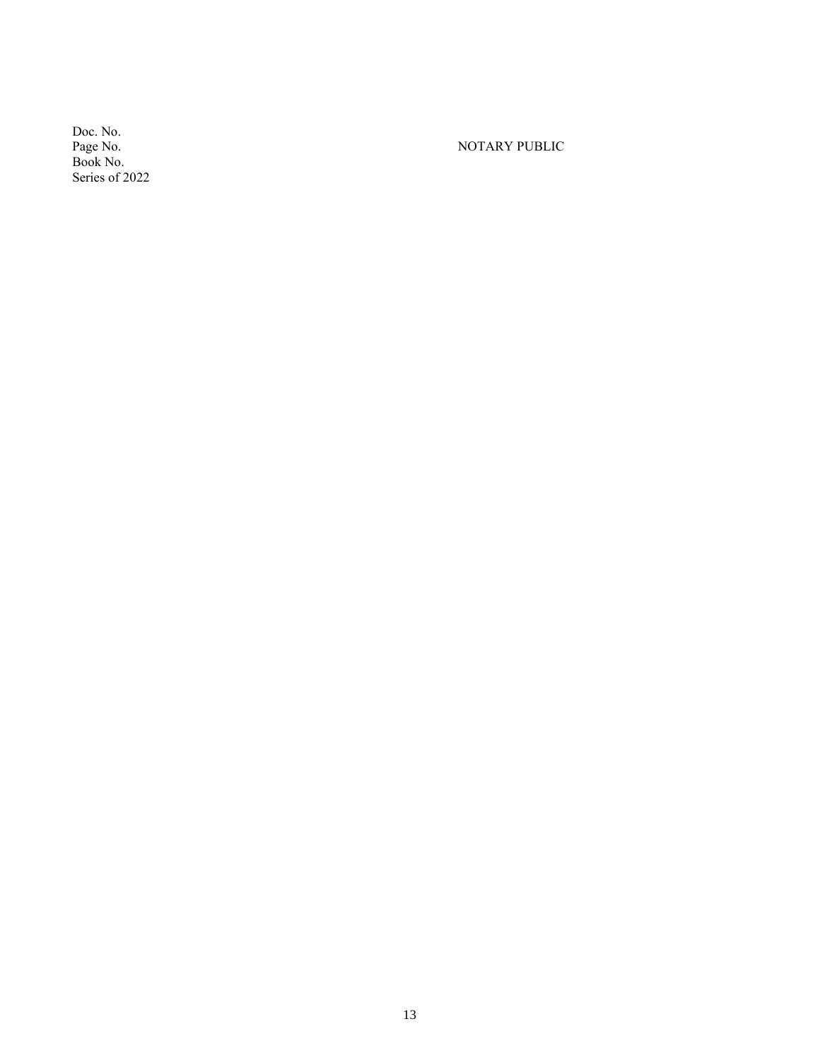Doc. No.
Page No.
Book No.
Series of 2022

NOTARY PUBLIC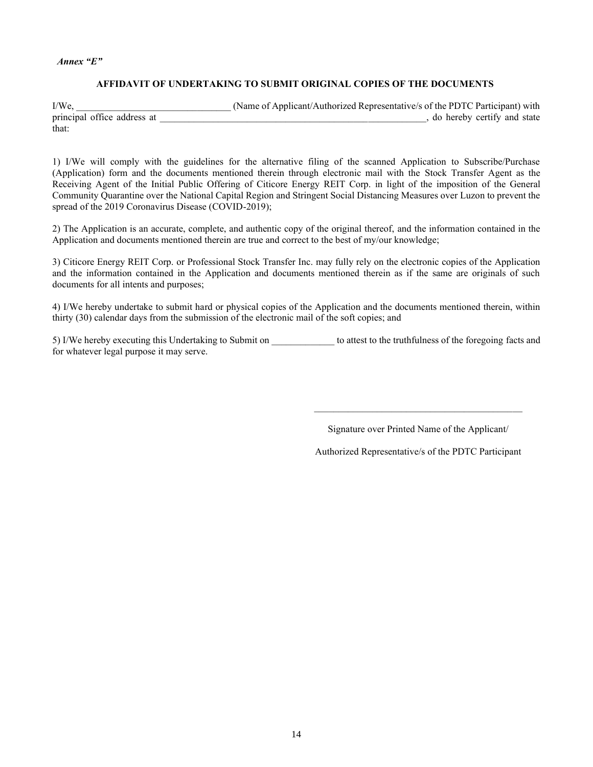*Annex "E"*

**AFFIDAVIT OF UNDERTAKING TO SUBMIT ORIGINAL COPIES OF THE DOCUMENTS**

I/We, \_\_\_\_\_\_\_\_\_\_\_\_\_\_\_\_\_\_\_\_\_\_\_\_\_\_\_\_\_\_\_\_ (Name of Applicant/Authorized Representative/s of the PDTC Participant) with principal office address at \_\_\_\_\_\_\_\_\_\_\_\_\_\_\_\_\_\_\_\_\_\_\_\_\_\_\_\_\_\_\_\_\_\_\_\_\_\_\_\_\_\_\_\_\_\_\_\_\_\_\_\_\_\_\_\_\_\_, do hereby certify and state that:

1) I/We will comply with the guidelines for the alternative filing of the scanned Application to Subscribe/Purchase (Application) form and the documents mentioned therein through electronic mail with the Stock Transfer Agent as the Receiving Agent of the Initial Public Offering of Citicore Energy REIT Corp. in light of the imposition of the General Community Quarantine over the National Capital Region and Stringent Social Distancing Measures over Luzon to prevent the spread of the 2019 Coronavirus Disease (COVID-2019);

2) The Application is an accurate, complete, and authentic copy of the original thereof, and the information contained in the Application and documents mentioned therein are true and correct to the best of my/our knowledge;

3) Citicore Energy REIT Corp. or Professional Stock Transfer Inc. may fully rely on the electronic copies of the Application and the information contained in the Application and documents mentioned therein as if the same are originals of such documents for all intents and purposes;

4) I/We hereby undertake to submit hard or physical copies of the Application and the documents mentioned therein, within thirty (30) calendar days from the submission of the electronic mail of the soft copies; and

5) I/We hereby executing this Undertaking to Submit on \_\_\_\_\_\_\_\_\_\_\_\_\_ to attest to the truthfulness of the foregoing facts and for whatever legal purpose it may serve.

\_\_\_\_\_\_\_\_\_\_\_\_\_\_\_\_\_\_\_\_\_\_\_\_\_\_\_\_\_\_\_\_\_\_\_\_\_\_\_\_\_\_\_\_

Signature over Printed Name of the Applicant/

Authorized Representative/s of the PDTC Participant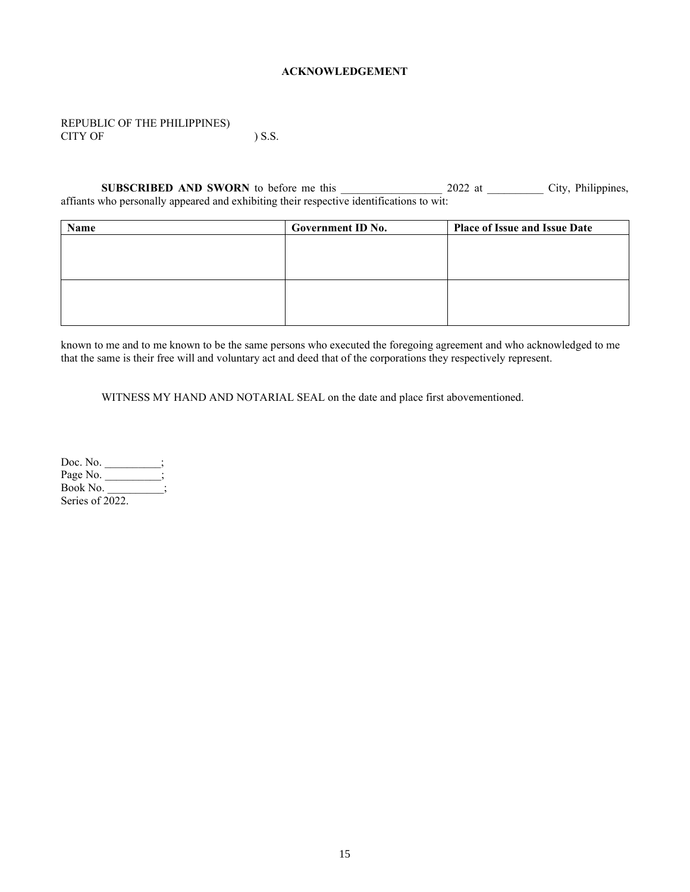**ACKNOWLEDGEMENT**

REPUBLIC OF THE PHILIPPINES)
CITY OF ) S.S.

**SUBSCRIBED AND SWORN** to before me this __________________ 2022 at __________ City, Philippines, affiants who personally appeared and exhibiting their respective identifications to wit:

| Name | Government ID No. | Place of Issue and Issue Date |
|---|---|---|
| | | |
| | | |

known to me and to me known to be the same persons who executed the foregoing agreement and who acknowledged to me that the same is their free will and voluntary act and deed that of the corporations they respectively represent.

WITNESS MY HAND AND NOTARIAL SEAL on the date and place first abovementioned.

Doc. No. __________;
Page No. __________;
Book No. __________;
Series of 2022.